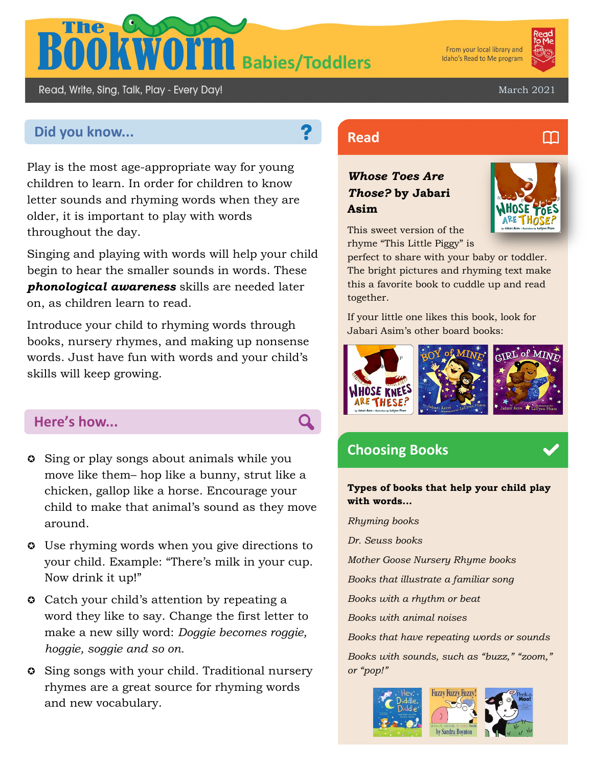# The Bookworm Babies/Toddlers

From your local library and Idaho's Read to Me program

Read, Write, Sing, Talk, Play - Every Day!

March 2021

## Did you know...

Play is the most age-appropriate way for young children to learn. In order for children to know letter sounds and rhyming words when they are older, it is important to play with words throughout the day.

Singing and playing with words will help your child begin to hear the smaller sounds in words. These ***phonological awareness*** skills are needed later on, as children learn to read.

Introduce your child to rhyming words through books, nursery rhymes, and making up nonsense words. Just have fun with words and your child's skills will keep growing.

## Here's how...

- Sing or play songs about animals while you move like them– hop like a bunny, strut like a chicken, gallop like a horse. Encourage your child to make that animal's sound as they move around.
- Use rhyming words when you give directions to your child. Example: "There's milk in your cup. Now drink it up!"
- Catch your child's attention by repeating a word they like to say. Change the first letter to make a new silly word: *Doggie becomes roggie, hoggie, soggie and so on.*
- Sing songs with your child. Traditional nursery rhymes are a great source for rhyming words and new vocabulary.

## Read

***Whose Toes Are Those?*** **by Jabari Asim**

This sweet version of the rhyme "This Little Piggy" is perfect to share with your baby or toddler. The bright pictures and rhyming text make this a favorite book to cuddle up and read together.

If your little one likes this book, look for Jabari Asim's other board books:

## Choosing Books

**Types of books that help your child play with words...**

*Rhyming books*

*Dr. Seuss books*

*Mother Goose Nursery Rhyme books*

*Books that illustrate a familiar song*

*Books with a rhythm or beat*

*Books with animal noises*

*Books that have repeating words or sounds*

*Books with sounds, such as "buzz," "zoom," or "pop!"*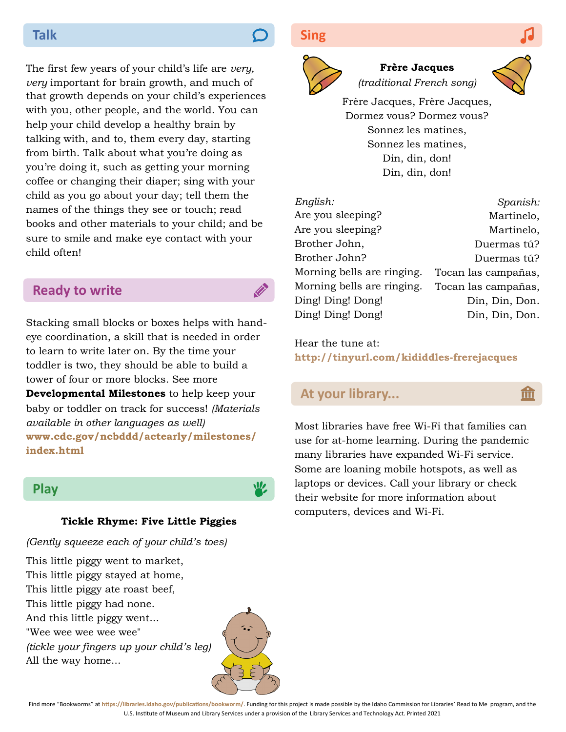## Talk

The first few years of your child's life are *very, very* important for brain growth, and much of that growth depends on your child's experiences with you, other people, and the world. You can help your child develop a healthy brain by talking with, and to, them every day, starting from birth. Talk about what you're doing as you're doing it, such as getting your morning coffee or changing their diaper; sing with your child as you go about your day; tell them the names of the things they see or touch; read books and other materials to your child; and be sure to smile and make eye contact with your child often!

## Ready to write

Stacking small blocks or boxes helps with hand-eye coordination, a skill that is needed in order to learn to write later on. By the time your toddler is two, they should be able to build a tower of four or more blocks. See more **Developmental Milestones** to help keep your baby or toddler on track for success! *(Materials available in other languages as well)* **www.cdc.gov/ncbddd/actearly/milestones/index.html**

## Play

**Tickle Rhyme: Five Little Piggies**

*(Gently squeeze each of your child's toes)*

This little piggy went to market,
This little piggy stayed at home,
This little piggy ate roast beef,
This little piggy had none.
And this little piggy went...
"Wee wee wee wee wee"
*(tickle your fingers up your child's leg)*
All the way home...

## Sing

**Frère Jacques**
*(traditional French song)*

Frère Jacques, Frère Jacques,
Dormez vous? Dormez vous?
Sonnez les matines,
Sonnez les matines,
Din, din, don!
Din, din, don!

| *English:* | *Spanish:* |
| --- | --- |
| Are you sleeping? | Martinelo, |
| Are you sleeping? | Martinelo, |
| Brother John, | Duermas tú? |
| Brother John? | Duermas tú? |
| Morning bells are ringing. | Tocan las campañas, |
| Morning bells are ringing. | Tocan las campañas, |
| Ding! Ding! Dong! | Din, Din, Don. |
| Ding! Ding! Dong! | Din, Din, Don. |

Hear the tune at:
**http://tinyurl.com/kididdles-frerejacques**

## At your library...

Most libraries have free Wi-Fi that families can use for at-home learning. During the pandemic many libraries have expanded Wi-Fi service. Some are loaning mobile hotspots, as well as laptops or devices. Call your library or check their website for more information about computers, devices and Wi-Fi.

Find more "Bookworms" at https://libraries.idaho.gov/publications/bookworm/. Funding for this project is made possible by the Idaho Commission for Libraries' Read to Me program, and the U.S. Institute of Museum and Library Services under a provision of the Library Services and Technology Act. Printed 2021